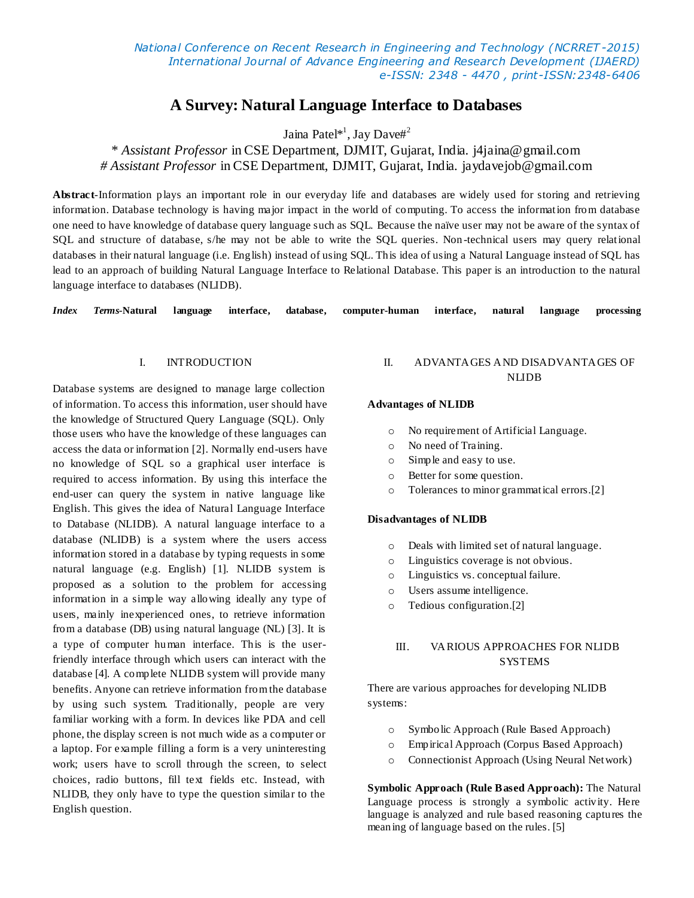# A Survey: Natural Language Interface to Databases

Jaina Patel*[1], Jay Dave#[2]

\* *Assistant Professor* in CSE Department, DJMIT, Gujarat, India. j4jaina@gmail.com
# *Assistant Professor* in CSE Department, DJMIT, Gujarat, India. jaydavejob@gmail.com

**Abstract**-Information plays an important role in our everyday life and databases are widely used for storing and retrieving information. Database technology is having major impact in the world of computing. To access the information from database one need to have knowledge of database query language such as SQL. Because the naïve user may not be aware of the syntax of SQL and structure of database, s/he may not be able to write the SQL queries. Non-technical users may query relational databases in their natural language (i.e. English) instead of using SQL. This idea of using a Natural Language instead of SQL has lead to an approach of building Natural Language Interface to Relational Database. This paper is an introduction to the natural language interface to databases (NLIDB).

***Index Terms*-Natural language interface, database, computer-human interface, natural language processing**

## I. INTRODUCTION

Database systems are designed to manage large collection of information. To access this information, user should have the knowledge of Structured Query Language (SQL). Only those users who have the knowledge of these languages can access the data or information [2]. Normally end-users have no knowledge of SQL so a graphical user interface is required to access information. By using this interface the end-user can query the system in native language like English. This gives the idea of Natural Language Interface to Database (NLIDB). A natural language interface to a database (NLIDB) is a system where the users access information stored in a database by typing requests in some natural language (e.g. English) [1]. NLIDB system is proposed as a solution to the problem for accessing information in a simple way allowing ideally any type of users, mainly inexperienced ones, to retrieve information from a database (DB) using natural language (NL) [3]. It is a type of computer human interface. This is the user-friendly interface through which users can interact with the database [4]. A complete NLIDB system will provide many benefits. Anyone can retrieve information from the database by using such system. Traditionally, people are very familiar working with a form. In devices like PDA and cell phone, the display screen is not much wide as a computer or a laptop. For example filling a form is a very uninteresting work; users have to scroll through the screen, to select choices, radio buttons, fill text fields etc. Instead, with NLIDB, they only have to type the question similar to the English question.

## II. ADVANTAGES AND DISADVANTAGES OF NLIDB

**Advantages of NLIDB**

- No requirement of Artificial Language.
- No need of Training.
- Simple and easy to use.
- Better for some question.
- Tolerances to minor grammatical errors.[2]

**Disadvantages of NLIDB**

- Deals with limited set of natural language.
- Linguistics coverage is not obvious.
- Linguistics vs. conceptual failure.
- Users assume intelligence.
- Tedious configuration.[2]

## III. VARIOUS APPROACHES FOR NLIDB SYSTEMS

There are various approaches for developing NLIDB systems:

- Symbolic Approach (Rule Based Approach)
- Empirical Approach (Corpus Based Approach)
- Connectionist Approach (Using Neural Network)

**Symbolic Approach (Rule Based Approach):** The Natural Language process is strongly a symbolic activity. Here language is analyzed and rule based reasoning captures the meaning of language based on the rules. [5]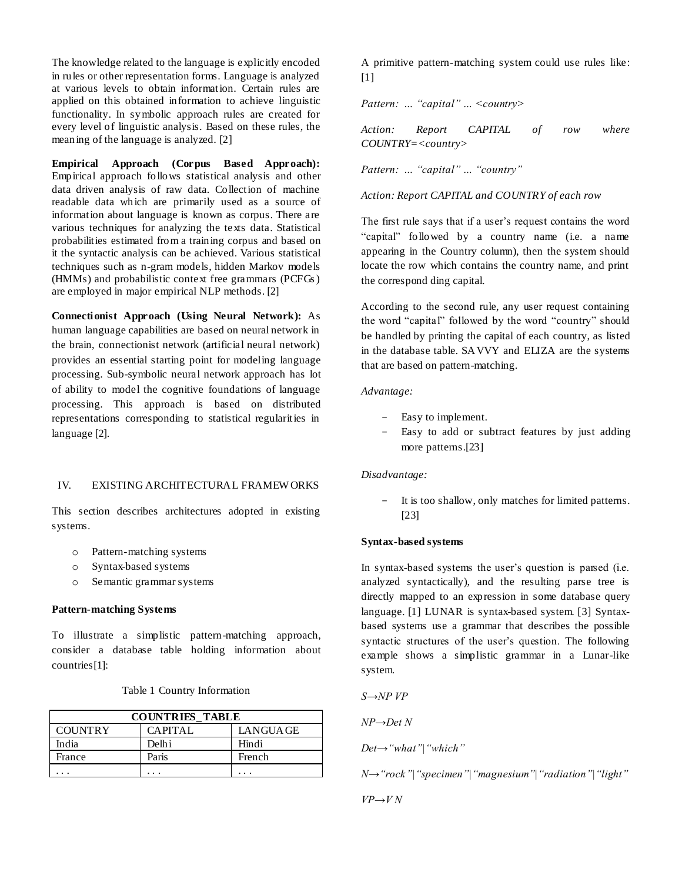The knowledge related to the language is explicitly encoded in rules or other representation forms. Language is analyzed at various levels to obtain information. Certain rules are applied on this obtained information to achieve linguistic functionality. In symbolic approach rules are created for every level of linguistic analysis. Based on these rules, the meaning of the language is analyzed. [2]

**Empirical Approach (Corpus Based Approach):** Empirical approach follows statistical analysis and other data driven analysis of raw data. Collection of machine readable data which are primarily used as a source of information about language is known as corpus. There are various techniques for analyzing the texts data. Statistical probabilities estimated from a training corpus and based on it the syntactic analysis can be achieved. Various statistical techniques such as n-gram models, hidden Markov models (HMMs) and probabilistic context free grammars (PCFGs) are employed in major empirical NLP methods. [2]

**Connectionist Approach (Using Neural Network):** As human language capabilities are based on neural network in the brain, connectionist network (artificial neural network) provides an essential starting point for modeling language processing. Sub-symbolic neural network approach has lot of ability to model the cognitive foundations of language processing. This approach is based on distributed representations corresponding to statistical regularities in language [2].

## IV. EXISTING ARCHITECTURAL FRAMEWORKS

This section describes architectures adopted in existing systems.

- Pattern-matching systems
- Syntax-based systems
- Semantic grammar systems

**Pattern-matching Systems**

To illustrate a simplistic pattern-matching approach, consider a database table holding information about countries[1]:

Table 1 Country Information

| COUNTRIES_TABLE | | |
|---|---|---|
| COUNTRY | CAPITAL | LANGUAGE |
| India | Delhi | Hindi |
| France | Paris | French |
| . . . | . . . | . . . |

A primitive pattern-matching system could use rules like: [1]

*Pattern: ... "capital" ... <country>*

*Action: Report CAPITAL of row where COUNTRY=<country>*

*Pattern: ... "capital" ... "country"*

*Action: Report CAPITAL and COUNTRY of each row*

The first rule says that if a user's request contains the word "capital" followed by a country name (i.e. a name appearing in the Country column), then the system should locate the row which contains the country name, and print the correspond ding capital.

According to the second rule, any user request containing the word "capital" followed by the word "country" should be handled by printing the capital of each country, as listed in the database table. SAVVY and ELIZA are the systems that are based on pattern-matching.

*Advantage:*

- Easy to implement.
- Easy to add or subtract features by just adding more patterns.[23]

*Disadvantage:*

- It is too shallow, only matches for limited patterns. [23]

**Syntax-based systems**

In syntax-based systems the user's question is parsed (i.e. analyzed syntactically), and the resulting parse tree is directly mapped to an expression in some database query language. [1] LUNAR is syntax-based system. [3] Syntax-based systems use a grammar that describes the possible syntactic structures of the user's question. The following example shows a simplistic grammar in a Lunar-like system.

*S→NP VP*

*NP→Det N*

*Det→"what"|"which"*

*N→"rock"|"specimen"|"magnesium"|"radiation"|"light"*

*VP→V N*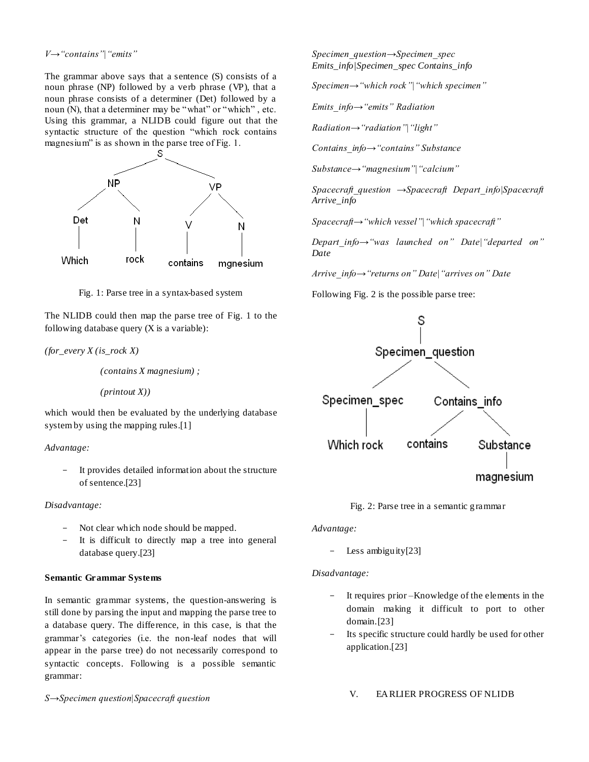*V→"contains"|"emits"*

The grammar above says that a sentence (S) consists of a noun phrase (NP) followed by a verb phrase (VP), that a noun phrase consists of a determiner (Det) followed by a noun (N), that a determiner may be "what" or "which" , etc. Using this grammar, a NLIDB could figure out that the syntactic structure of the question "which rock contains magnesium" is as shown in the parse tree of Fig. 1.

Fig. 1: Parse tree in a syntax-based system

The NLIDB could then map the parse tree of Fig. 1 to the following database query (X is a variable):

*(for_every X (is_rock X)*

*(contains X magnesium) ;*

*(printout X))*

which would then be evaluated by the underlying database system by using the mapping rules.[1]

*Advantage:*

- It provides detailed information about the structure of sentence.[23]

*Disadvantage:*

- Not clear which node should be mapped.
- It is difficult to directly map a tree into general database query.[23]

**Semantic Grammar Systems**

In semantic grammar systems, the question-answering is still done by parsing the input and mapping the parse tree to a database query. The difference, in this case, is that the grammar's categories (i.e. the non-leaf nodes that will appear in the parse tree) do not necessarily correspond to syntactic concepts. Following is a possible semantic grammar:

*S→Specimen question|Spacecraft question*

*Specimen_question→Specimen_spec Emits_info|Specimen_spec Contains_info*

*Specimen→"which rock"|"which specimen"*

*Emits_info→"emits" Radiation*

*Radiation→"radiation"|"light"*

*Contains_info→"contains" Substance*

*Substance→"magnesium"|"calcium"*

*Spacecraft_question →Spacecraft Depart_info|Spacecraft Arrive_info*

*Spacecraft→"which vessel"|"which spacecraft"*

*Depart_info→"was launched on" Date|"departed on" Date*

*Arrive_info→"returns on" Date|"arrives on" Date*

Following Fig. 2 is the possible parse tree:

Fig. 2: Parse tree in a semantic grammar

*Advantage:*

- Less ambiguity[23]

*Disadvantage:*

- It requires prior –Knowledge of the elements in the domain making it difficult to port to other domain.[23]
- Its specific structure could hardly be used for other application.[23]

## V. EARLIER PROGRESS OF NLIDB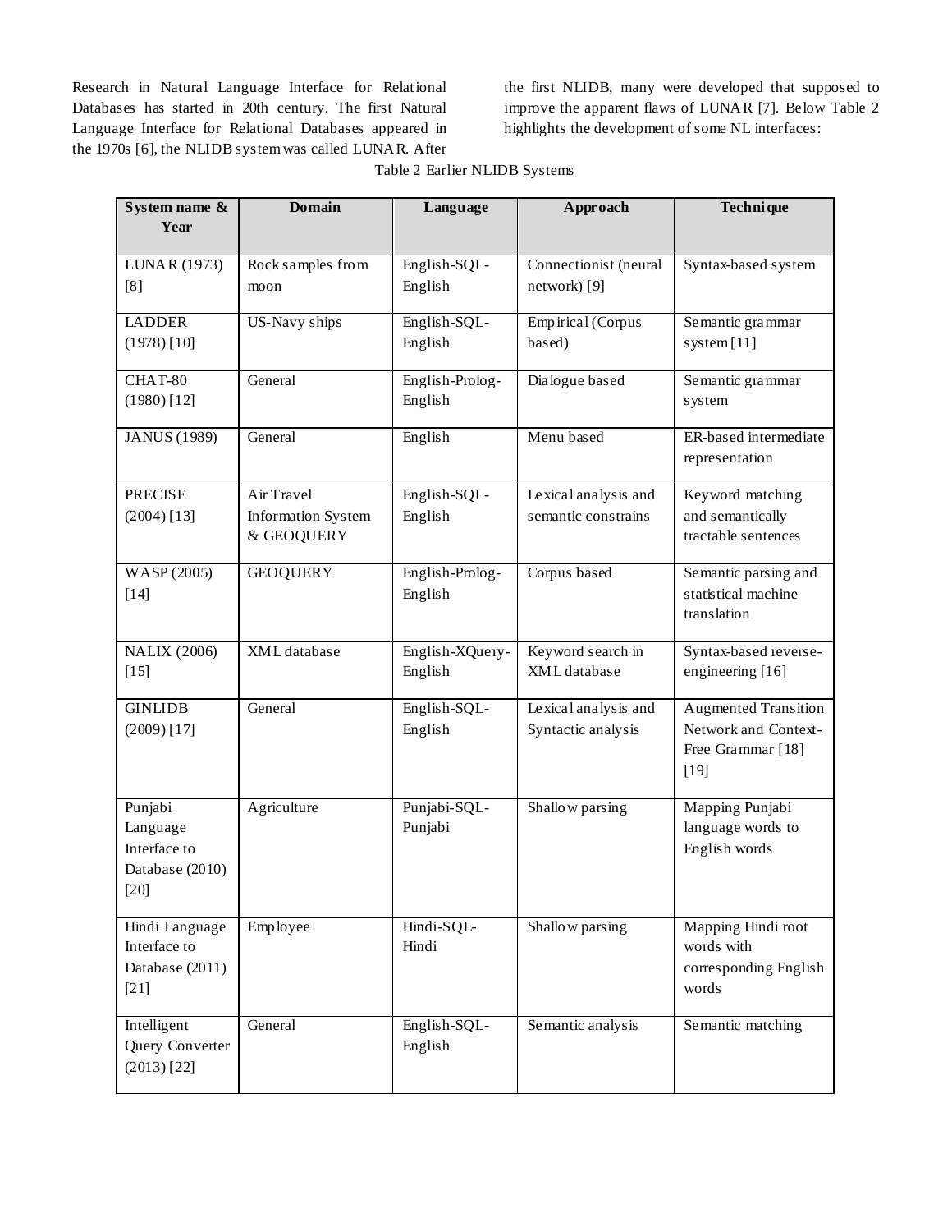Research in Natural Language Interface for Relational Databases has started in 20th century. The first Natural Language Interface for Relational Databases appeared in the 1970s [6], the NLIDB system was called LUNAR. After the first NLIDB, many were developed that supposed to improve the apparent flaws of LUNAR [7]. Below Table 2 highlights the development of some NL interfaces:

Table 2 Earlier NLIDB Systems

| System name & Year | Domain | Language | Approach | Technique |
|---|---|---|---|---|
| LUNAR (1973) [8] | Rock samples from moon | English-SQL-English | Connectionist (neural network) [9] | Syntax-based system |
| LADDER (1978) [10] | US-Navy ships | English-SQL-English | Empirical (Corpus based) | Semantic grammar system [11] |
| CHAT-80 (1980) [12] | General | English-Prolog-English | Dialogue based | Semantic grammar system |
| JANUS (1989) | General | English | Menu based | ER-based intermediate representation |
| PRECISE (2004) [13] | Air Travel Information System & GEOQUERY | English-SQL-English | Lexical analysis and semantic constrains | Keyword matching and semantically tractable sentences |
| WASP (2005) [14] | GEOQUERY | English-Prolog-English | Corpus based | Semantic parsing and statistical machine translation |
| NALIX (2006) [15] | XML database | English-XQuery-English | Keyword search in XML database | Syntax-based reverse-engineering [16] |
| GINLIDB (2009) [17] | General | English-SQL-English | Lexical analysis and Syntactic analysis | Augmented Transition Network and Context-Free Grammar [18] [19] |
| Punjabi Language Interface to Database (2010) [20] | Agriculture | Punjabi-SQL-Punjabi | Shallow parsing | Mapping Punjabi language words to English words |
| Hindi Language Interface to Database (2011) [21] | Employee | Hindi-SQL-Hindi | Shallow parsing | Mapping Hindi root words with corresponding English words |
| Intelligent Query Converter (2013) [22] | General | English-SQL-English | Semantic analysis | Semantic matching |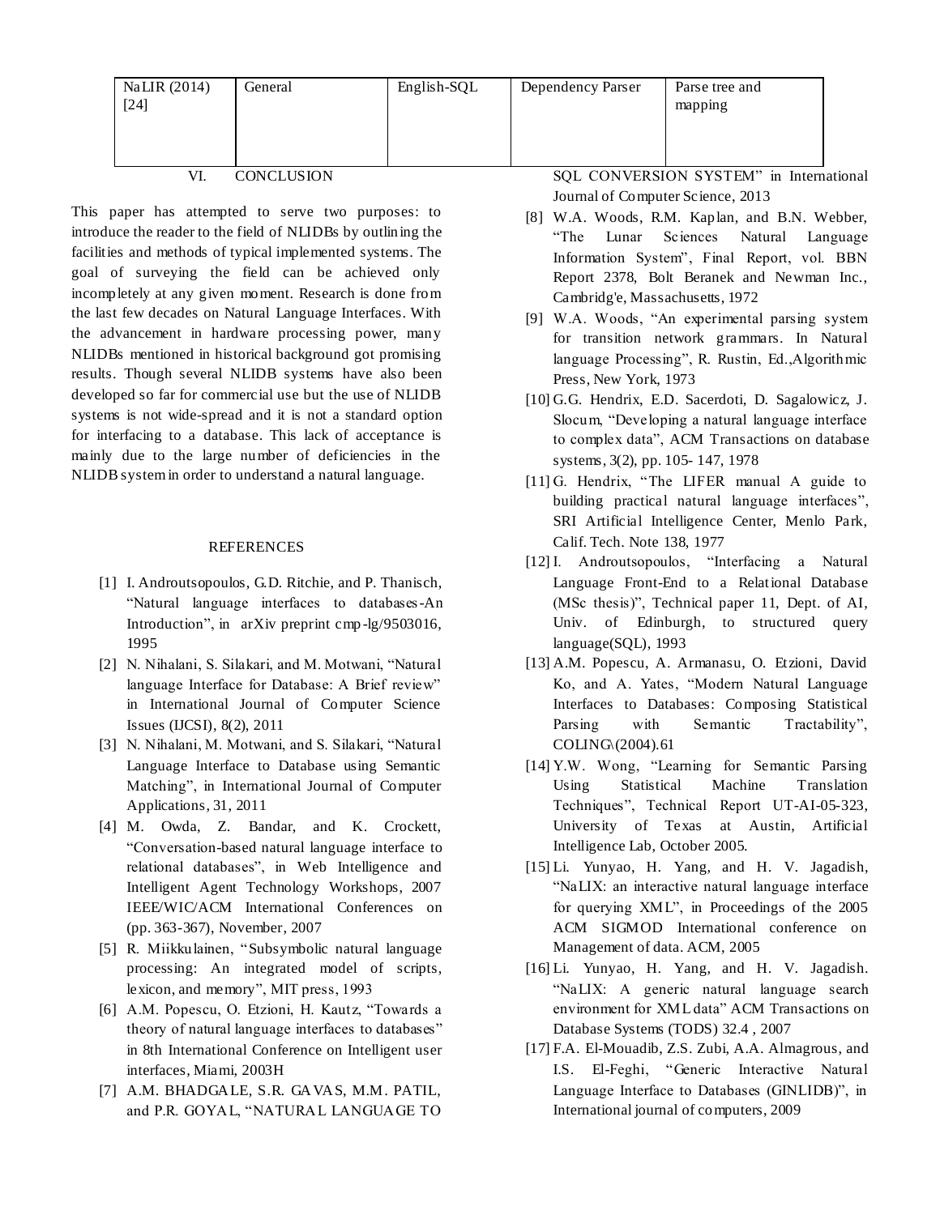| NaLIR (2014) [24] | General | English-SQL | Dependency Parser | Parse tree and mapping |
|---|---|---|---|---|

## VI. CONCLUSION

This paper has attempted to serve two purposes: to introduce the reader to the field of NLIDBs by outlining the facilities and methods of typical implemented systems. The goal of surveying the field can be achieved only incompletely at any given moment. Research is done from the last few decades on Natural Language Interfaces. With the advancement in hardware processing power, many NLIDBs mentioned in historical background got promising results. Though several NLIDB systems have also been developed so far for commercial use but the use of NLIDB systems is not wide-spread and it is not a standard option for interfacing to a database. This lack of acceptance is mainly due to the large number of deficiencies in the NLIDB system in order to understand a natural language.

## REFERENCES

[1] I. Androutsopoulos, G.D. Ritchie, and P. Thanisch, "Natural language interfaces to databases-An Introduction", in arXiv preprint cmp-lg/9503016, 1995

[2] N. Nihalani, S. Silakari, and M. Motwani, "Natural language Interface for Database: A Brief review" in International Journal of Computer Science Issues (IJCSI), 8(2), 2011

[3] N. Nihalani, M. Motwani, and S. Silakari, "Natural Language Interface to Database using Semantic Matching", in International Journal of Computer Applications, 31, 2011

[4] M. Owda, Z. Bandar, and K. Crockett, "Conversation-based natural language interface to relational databases", in Web Intelligence and Intelligent Agent Technology Workshops, 2007 IEEE/WIC/ACM International Conferences on (pp. 363-367), November, 2007

[5] R. Miikkulainen, "Subsymbolic natural language processing: An integrated model of scripts, lexicon, and memory", MIT press, 1993

[6] A.M. Popescu, O. Etzioni, H. Kautz, "Towards a theory of natural language interfaces to databases" in 8th International Conference on Intelligent user interfaces, Miami, 2003H

[7] A.M. BHADGALE, S.R. GAVAS, M.M. PATIL, and P.R. GOYAL, "NATURAL LANGUAGE TO SQL CONVERSION SYSTEM" in International Journal of Computer Science, 2013

[8] W.A. Woods, R.M. Kaplan, and B.N. Webber, "The Lunar Sciences Natural Language Information System", Final Report, vol. BBN Report 2378, Bolt Beranek and Newman Inc., Cambridg'e, Massachusetts, 1972

[9] W.A. Woods, "An experimental parsing system for transition network grammars. In Natural language Processing", R. Rustin, Ed.,Algorithmic Press, New York, 1973

[10] G.G. Hendrix, E.D. Sacerdoti, D. Sagalowicz, J. Slocum, "Developing a natural language interface to complex data", ACM Transactions on database systems, 3(2), pp. 105- 147, 1978

[11] G. Hendrix, "The LIFER manual A guide to building practical natural language interfaces", SRI Artificial Intelligence Center, Menlo Park, Calif. Tech. Note 138, 1977

[12] I. Androutsopoulos, "Interfacing a Natural Language Front-End to a Relational Database (MSc thesis)", Technical paper 11, Dept. of AI, Univ. of Edinburgh, to structured query language(SQL), 1993

[13] A.M. Popescu, A. Armanasu, O. Etzioni, David Ko, and A. Yates, "Modern Natural Language Interfaces to Databases: Composing Statistical Parsing with Semantic Tractability", COLING\(2004).61

[14] Y.W. Wong, "Learning for Semantic Parsing Using Statistical Machine Translation Techniques", Technical Report UT-AI-05-323, University of Texas at Austin, Artificial Intelligence Lab, October 2005.

[15] Li. Yunyao, H. Yang, and H. V. Jagadish, "NaLIX: an interactive natural language interface for querying XML", in Proceedings of the 2005 ACM SIGMOD International conference on Management of data. ACM, 2005

[16] Li. Yunyao, H. Yang, and H. V. Jagadish. "NaLIX: A generic natural language search environment for XML data" ACM Transactions on Database Systems (TODS) 32.4 , 2007

[17] F.A. El-Mouadib, Z.S. Zubi, A.A. Almagrous, and I.S. El-Feghi, "Generic Interactive Natural Language Interface to Databases (GINLIDB)", in International journal of computers, 2009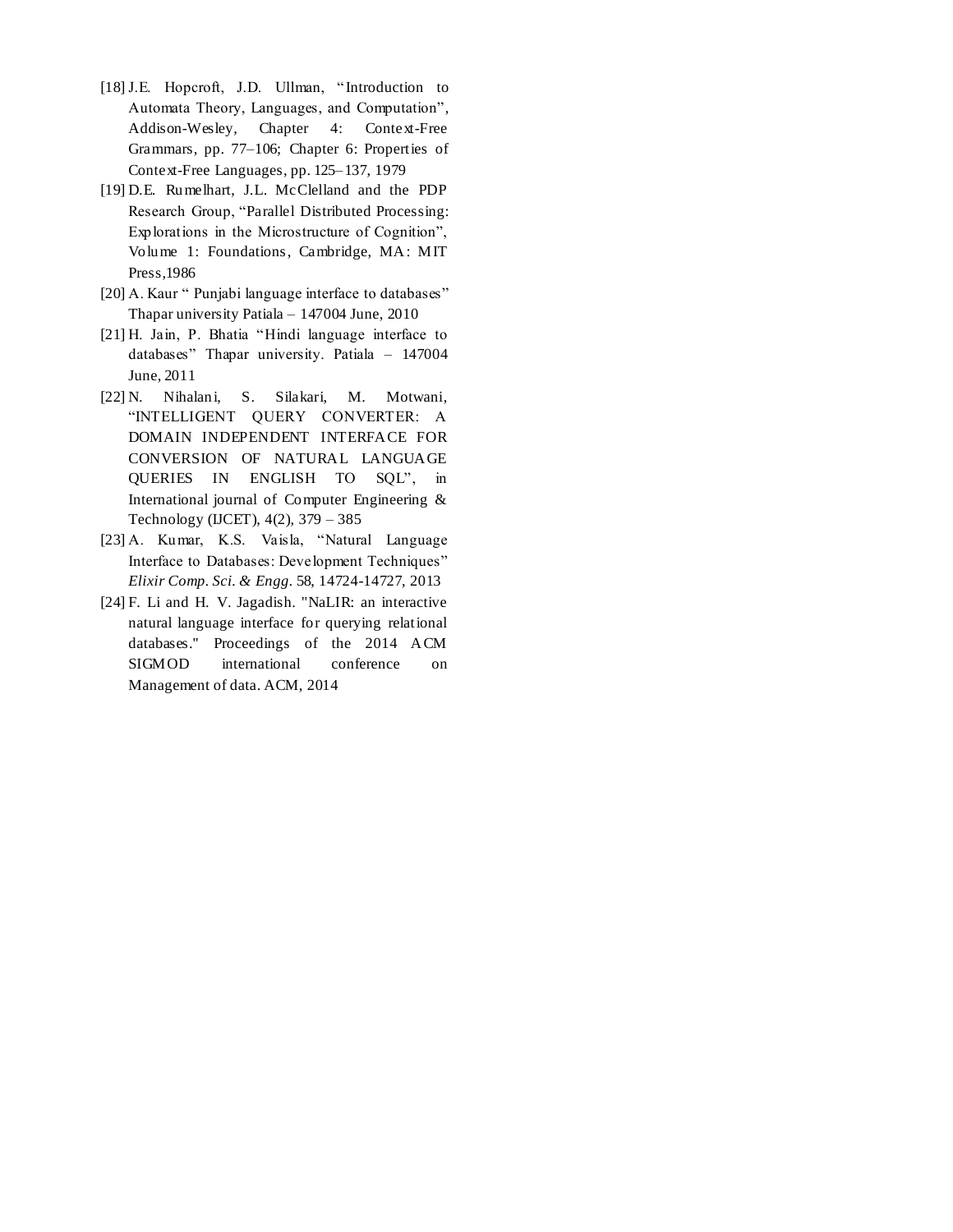[18] J.E. Hopcroft, J.D. Ullman, "Introduction to Automata Theory, Languages, and Computation", Addison-Wesley, Chapter 4: Context-Free Grammars, pp. 77–106; Chapter 6: Properties of Context-Free Languages, pp. 125–137, 1979

[19] D.E. Rumelhart, J.L. McClelland and the PDP Research Group, "Parallel Distributed Processing: Explorations in the Microstructure of Cognition", Volume 1: Foundations, Cambridge, MA: MIT Press,1986

[20] A. Kaur " Punjabi language interface to databases" Thapar university Patiala – 147004 June, 2010

[21] H. Jain, P. Bhatia "Hindi language interface to databases" Thapar university. Patiala – 147004 June, 2011

[22] N. Nihalani, S. Silakari, M. Motwani, "INTELLIGENT QUERY CONVERTER: A DOMAIN INDEPENDENT INTERFACE FOR CONVERSION OF NATURAL LANGUAGE QUERIES IN ENGLISH TO SQL", in International journal of Computer Engineering & Technology (IJCET), 4(2), 379 – 385

[23] A. Kumar, K.S. Vaisla, "Natural Language Interface to Databases: Development Techniques" *Elixir Comp. Sci. & Engg.* 58, 14724-14727, 2013

[24] F. Li and H. V. Jagadish. "NaLIR: an interactive natural language interface for querying relational databases." Proceedings of the 2014 ACM SIGMOD international conference on Management of data. ACM, 2014